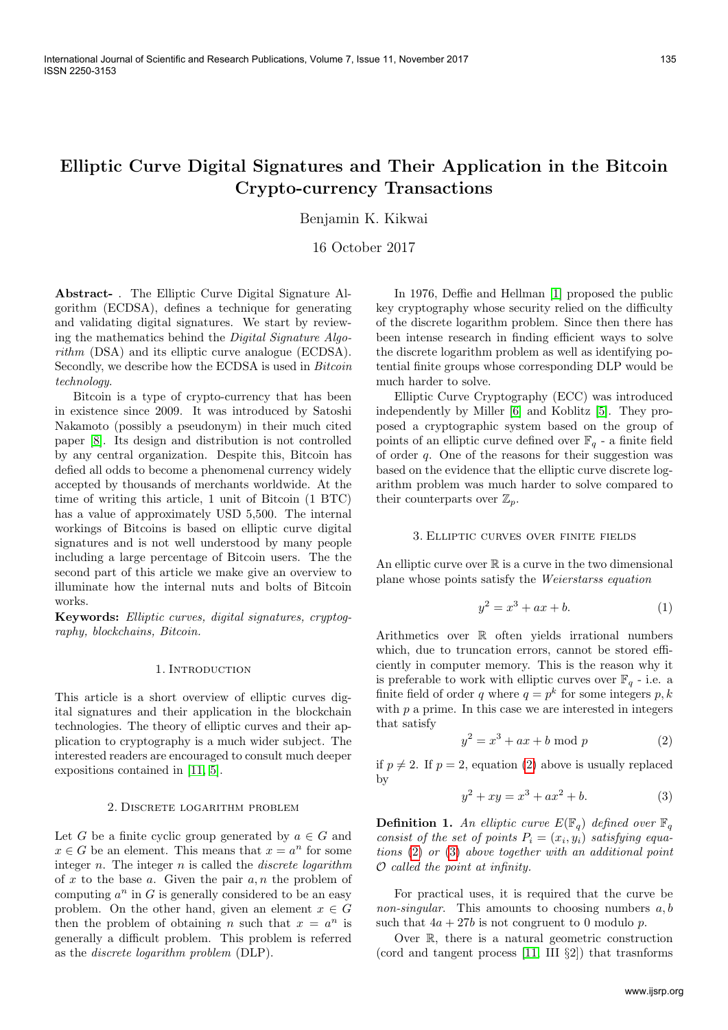# Elliptic Curve Digital Signatures and Their Application in the Bitcoin Crypto-currency Transactions

Benjamin K. Kikwai

16 October 2017

**Abstract-** . The Elliptic Curve Digital Signature Algorithm (ECDSA), defines a technique for generating and validating digital signatures. We start by reviewing the mathematics behind the *Digital Signature Algorithm* (DSA) and its elliptic curve analogue (ECDSA). Secondly, we describe how the ECDSA is used in *Bitcoin technology*.

Bitcoin is a type of crypto-currency that has been in existence since 2009. It was introduced by Satoshi Nakamoto (possibly a pseudonym) in their much cited paper [8]. Its design and distribution is not controlled by any central organization. Despite this, Bitcoin has defied all odds to become a phenomenal currency widely accepted by thousands of merchants worldwide. At the time of writing this article, 1 unit of Bitcoin (1 BTC) has a value of approximately USD 5,500. The internal workings of Bitcoins is based on elliptic curve digital signatures and is not well understood by many people including a large percentage of Bitcoin users. The the second part of this article we make give an overview to illuminate how the internal nuts and bolts of Bitcoin works.

**Keywords:** *Elliptic curves, digital signatures, cryptography, blockchains, Bitcoin.*

## 1. Introduction

This article is a short overview of elliptic curves digital signatures and their application in the blockchain technologies. The theory of elliptic curves and their application to cryptography is a much wider subject. The interested readers are encouraged to consult much deeper expositions contained in [11, 5].

## 2. Discrete logarithm problem

Let $G$ be a finite cyclic group generated by $a \in G$ and $x \in G$ be an element. This means that $x = a^n$ for some integer $n$. The integer $n$ is called the *discrete logarithm* of $x$ to the base $a$. Given the pair $a, n$ the problem of computing $a^n$ in $G$ is generally considered to be an easy problem. On the other hand, given an element $x \in G$ then the problem of obtaining $n$ such that $x = a^n$ is generally a difficult problem. This problem is referred as the *discrete logarithm problem* (DLP).

In 1976, Deffie and Hellman [1] proposed the public key cryptography whose security relied on the difficulty of the discrete logarithm problem. Since then there has been intense research in finding efficient ways to solve the discrete logarithm problem as well as identifying potential finite groups whose corresponding DLP would be much harder to solve.

Elliptic Curve Cryptography (ECC) was introduced independently by Miller [6] and Koblitz [5]. They proposed a cryptographic system based on the group of points of an elliptic curve defined over $\mathbb{F}_q$ - a finite field of order $q$. One of the reasons for their suggestion was based on the evidence that the elliptic curve discrete logarithm problem was much harder to solve compared to their counterparts over $\mathbb{Z}_p$.

## 3. Elliptic curves over finite fields

An elliptic curve over $\mathbb{R}$ is a curve in the two dimensional plane whose points satisfy the *Weierstarss equation*

$$y^2 = x^3 + ax + b. \tag{1}$$

Arithmetics over $\mathbb{R}$ often yields irrational numbers which, due to truncation errors, cannot be stored efficiently in computer memory. This is the reason why it is preferable to work with elliptic curves over $\mathbb{F}_q$ - i.e. a finite field of order $q$ where $q = p^k$ for some integers $p, k$ with $p$ a prime. In this case we are interested in integers that satisfy

$$y^2 = x^3 + ax + b \bmod p \tag{2}$$

if $p \neq 2$. If $p = 2$, equation (2) above is usually replaced by

$$y^2 + xy = x^3 + ax^2 + b. \tag{3}$$

**Definition 1.** *An elliptic curve $E(\mathbb{F}_q)$ defined over $\mathbb{F}_q$ consist of the set of points $P_i = (x_i, y_i)$ satisfying equations (2) or (3) above together with an additional point $\mathcal{O}$ called the point at infinity.*

For practical uses, it is required that the curve be *non-singular*. This amounts to choosing numbers $a, b$ such that $4a + 27b$ is not congruent to 0 modulo $p$.

Over $\mathbb{R}$, there is a natural geometric construction (cord and tangent process [11, III §2]) that trasnforms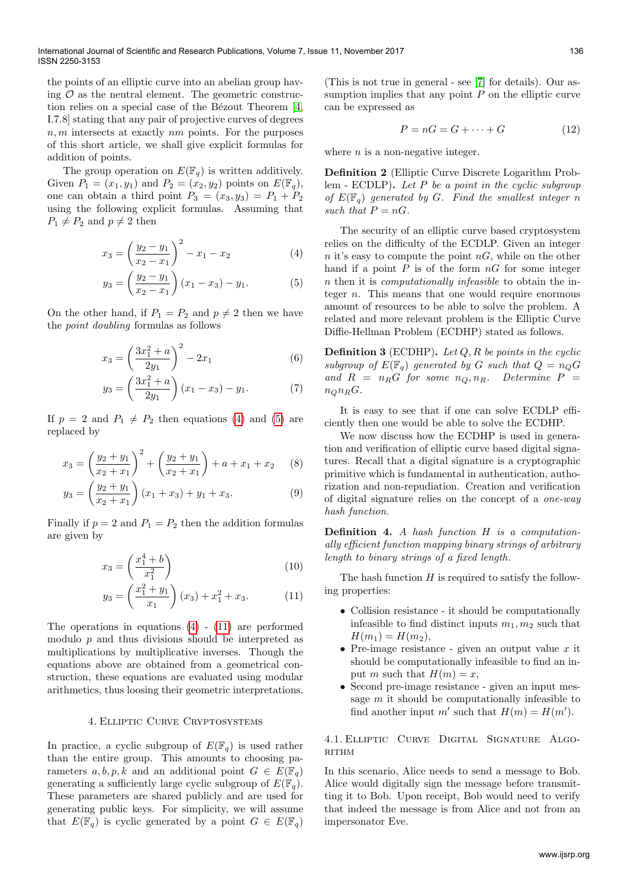the points of an elliptic curve into an abelian group having $\mathcal{O}$ as the neutral element. The geometric construction relies on a special case of the Bézout Theorem [4, I.7.8] stating that any pair of projective curves of degrees $n, m$ intersects at exactly $nm$ points. For the purposes of this short article, we shall give explicit formulas for addition of points.

The group operation on $E(\mathbb{F}_q)$ is written additively. Given $P_1 = (x_1, y_1)$ and $P_2 = (x_2, y_2)$ points on $E(\mathbb{F}_q)$, one can obtain a third point $P_3 = (x_3, y_3) = P_1 + P_2$ using the following explicit formulas. Assuming that $P_1 \neq P_2$ and $p \neq 2$ then

$$x_3 = \left(\frac{y_2 - y_1}{x_2 - x_1}\right)^2 - x_1 - x_2 \tag{4}$$

$$y_3 = \left(\frac{y_2 - y_1}{x_2 - x_1}\right)(x_1 - x_3) - y_1. \tag{5}$$

On the other hand, if $P_1 = P_2$ and $p \neq 2$ then we have the *point doubling* formulas as follows

$$x_3 = \left(\frac{3x_1^2 + a}{2y_1}\right)^2 - 2x_1 \tag{6}$$

$$y_3 = \left(\frac{3x_1^2 + a}{2y_1}\right)(x_1 - x_3) - y_1. \tag{7}$$

If $p = 2$ and $P_1 \neq P_2$ then equations (4) and (5) are replaced by

$$x_3 = \left(\frac{y_2 + y_1}{x_2 + x_1}\right)^2 + \left(\frac{y_2 + y_1}{x_2 + x_1}\right) + a + x_1 + x_2 \tag{8}$$

$$y_3 = \left(\frac{y_2 + y_1}{x_2 + x_1}\right)(x_1 + x_3) + y_1 + x_3. \tag{9}$$

Finally if $p = 2$ and $P_1 = P_2$ then the addition formulas are given by

$$x_3 = \left(\frac{x_1^4 + b}{x_1^2}\right) \tag{10}$$

$$y_3 = \left(\frac{x_1^2 + y_1}{x_1}\right)(x_3) + x_1^2 + x_3. \tag{11}$$

The operations in equations (4) - (11) are performed modulo $p$ and thus divisions should be interpreted as multiplications by multiplicative inverses. Though the equations above are obtained from a geometrical construction, these equations are evaluated using modular arithmetics, thus loosing their geometric interpretations.

## 4. Elliptic Curve Cryptosystems

In practice, a cyclic subgroup of $E(\mathbb{F}_q)$ is used rather than the entire group. This amounts to choosing parameters $a, b, p, k$ and an additional point $G \in E(\mathbb{F}_q)$ generating a sufficiently large cyclic subgroup of $E(\mathbb{F}_q)$. These parameters are shared publicly and are used for generating public keys. For simplicity, we will assume that $E(\mathbb{F}_q)$ is cyclic generated by a point $G \in E(\mathbb{F}_q)$ (This is not true in general - see [7] for details). Our assumption implies that any point $P$ on the elliptic curve can be expressed as

$$P = nG = G + \cdots + G \tag{12}$$

where $n$ is a non-negative integer.

**Definition 2** (Elliptic Curve Discrete Logarithm Problem - ECDLP). *Let $P$ be a point in the cyclic subgroup of $E(\mathbb{F}_q)$ generated by $G$. Find the smallest integer $n$ such that $P = nG$.*

The security of an elliptic curve based cryptosystem relies on the difficulty of the ECDLP. Given an integer $n$ it's easy to compute the point $nG$, while on the other hand if a point $P$ is of the form $nG$ for some integer $n$ then it is *computationally infeasible* to obtain the integer $n$. This means that one would require enormous amount of resources to be able to solve the problem. A related and more relevant problem is the Elliptic Curve Diffie-Hellman Problem (ECDHP) stated as follows.

**Definition 3** (ECDHP). *Let $Q, R$ be points in the cyclic subgroup of $E(\mathbb{F}_q)$ generated by $G$ such that $Q = n_Q G$ and $R = n_R G$ for some $n_Q, n_R$. Determine $P = n_Q n_R G$.*

It is easy to see that if one can solve ECDLP efficiently then one would be able to solve the ECDHP.

We now discuss how the ECDHP is used in generation and verification of elliptic curve based digital signatures. Recall that a digital signature is a cryptographic primitive which is fundamental in authentication, authorization and non-repudiation. Creation and verification of digital signature relies on the concept of a *one-way hash function*.

**Definition 4.** *A hash function $H$ is a computationally efficient function mapping binary strings of arbitrary length to binary strings of a fixed length.*

The hash function $H$ is required to satisfy the following properties:

- Collision resistance - it should be computationally infeasible to find distinct inputs $m_1, m_2$ such that $H(m_1) = H(m_2)$,
- Pre-image resistance - given an output value $x$ it should be computationally infeasible to find an input $m$ such that $H(m) = x$,
- Second pre-image resistance - given an input message $m$ it should be computationally infeasible to find another input $m'$ such that $H(m) = H(m')$.

### 4.1. Elliptic Curve Digital Signature Algorithm

In this scenario, Alice needs to send a message to Bob. Alice would digitally sign the message before transmitting it to Bob. Upon receipt, Bob would need to verify that indeed the message is from Alice and not from an impersonator Eve.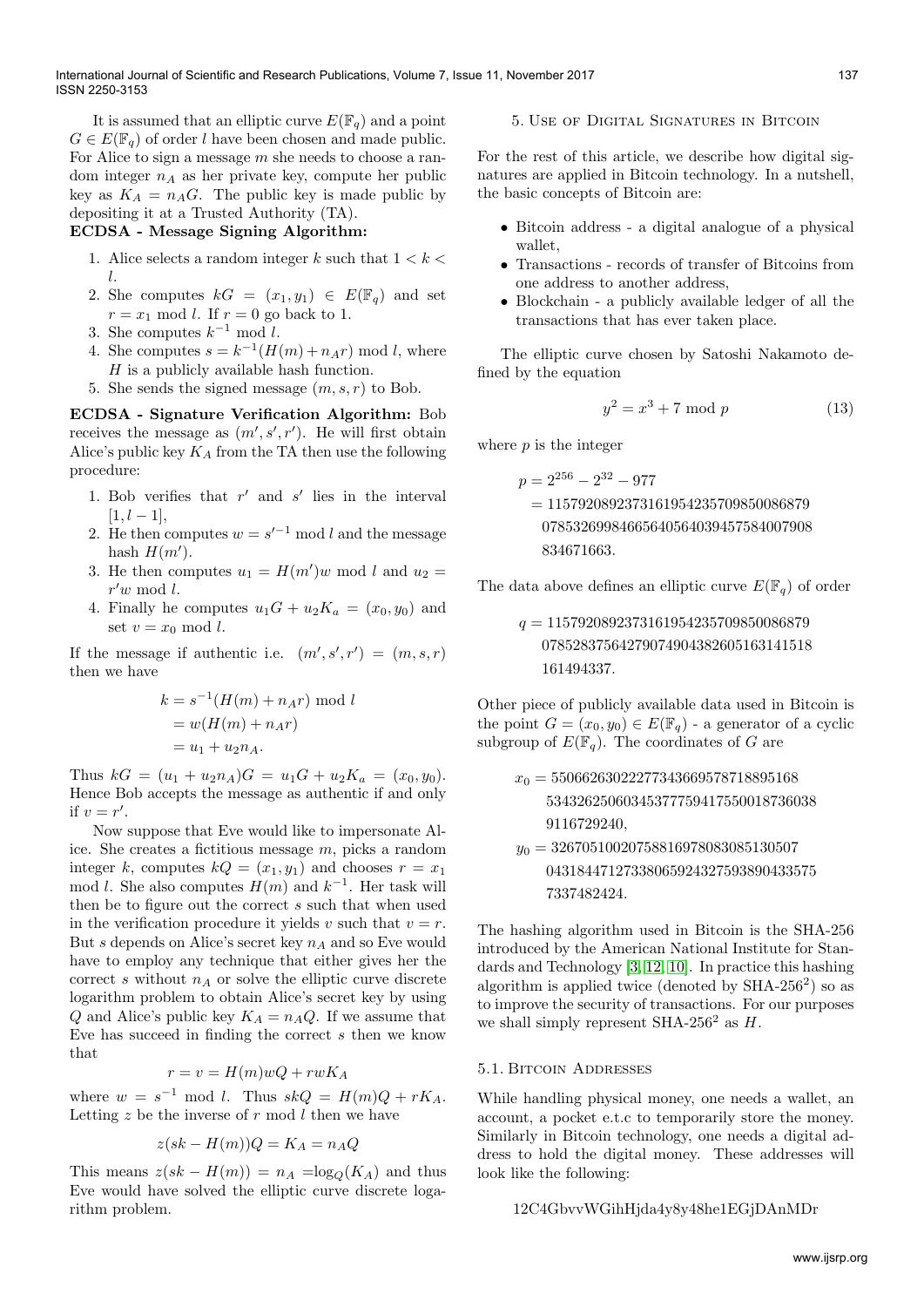It is assumed that an elliptic curve $E(\mathbb{F}_q)$ and a point $G \in E(\mathbb{F}_q)$ of order $l$ have been chosen and made public. For Alice to sign a message $m$ she needs to choose a random integer $n_A$ as her private key, compute her public key as $K_A = n_A G$. The public key is made public by depositing it at a Trusted Authority (TA).

**ECDSA - Message Signing Algorithm:**

1. Alice selects a random integer $k$ such that $1 < k < l$.
2. She computes $kG = (x_1, y_1) \in E(\mathbb{F}_q)$ and set $r = x_1 \bmod l$. If $r = 0$ go back to 1.
3. She computes $k^{-1} \bmod l$.
4. She computes $s = k^{-1}(H(m) + n_A r) \bmod l$, where $H$ is a publicly available hash function.
5. She sends the signed message $(m, s, r)$ to Bob.

**ECDSA - Signature Verification Algorithm:** Bob receives the message as $(m', s', r')$. He will first obtain Alice's public key $K_A$ from the TA then use the following procedure:

1. Bob verifies that $r'$ and $s'$ lies in the interval $[1, l-1]$,
2. He then computes $w = s'^{-1} \bmod l$ and the message hash $H(m')$.
3. He then computes $u_1 = H(m')w \bmod l$ and $u_2 = r'w \bmod l$.
4. Finally he computes $u_1 G + u_2 K_a = (x_0, y_0)$ and set $v = x_0 \bmod l$.

If the message if authentic i.e. $(m', s', r') = (m, s, r)$ then we have

$$
\begin{aligned}
k &= s^{-1}(H(m) + n_A r) \bmod l \\
&= w(H(m) + n_A r) \\
&= u_1 + u_2 n_A.
\end{aligned}
$$

Thus $kG = (u_1 + u_2 n_A)G = u_1 G + u_2 K_a = (x_0, y_0)$. Hence Bob accepts the message as authentic if and only if $v = r'$.

Now suppose that Eve would like to impersonate Alice. She creates a fictitious message $m$, picks a random integer $k$, computes $kQ = (x_1, y_1)$ and chooses $r = x_1 \bmod l$. She also computes $H(m)$ and $k^{-1}$. Her task will then be to figure out the correct $s$ such that when used in the verification procedure it yields $v$ such that $v = r$. But $s$ depends on Alice's secret key $n_A$ and so Eve would have to employ any technique that either gives her the correct $s$ without $n_A$ or solve the elliptic curve discrete logarithm problem to obtain Alice's secret key by using $Q$ and Alice's public key $K_A = n_A Q$. If we assume that Eve has succeed in finding the correct $s$ then we know that

$$r = v = H(m)wQ + rwK_A$$

where $w = s^{-1} \bmod l$. Thus $skQ = H(m)Q + rK_A$. Letting $z$ be the inverse of $r \bmod l$ then we have

$$z(sk - H(m))Q = K_A = n_A Q$$

This means $z(sk - H(m)) = n_A = \log_Q(K_A)$ and thus Eve would have solved the elliptic curve discrete logarithm problem.

## 5. Use of Digital Signatures in Bitcoin

For the rest of this article, we describe how digital signatures are applied in Bitcoin technology. In a nutshell, the basic concepts of Bitcoin are:

- Bitcoin address - a digital analogue of a physical wallet,
- Transactions - records of transfer of Bitcoins from one address to another address,
- Blockchain - a publicly available ledger of all the transactions that has ever taken place.

The elliptic curve chosen by Satoshi Nakamoto defined by the equation

$$y^2 = x^3 + 7 \bmod p \tag{13}$$

where $p$ is the integer

$$
\begin{aligned}
p &= 2^{256} - 2^{32} - 977 \\
&= 115792089237316195423570985008687 \\
&\quad 907853269984665640564039457584007908 \\
&\quad 834671663.
\end{aligned}
$$

The data above defines an elliptic curve $E(\mathbb{F}_q)$ of order

$$
\begin{aligned}
q = \; &115792089237316195423570985008687 \\
&907852837564279074904382605163141518 \\
&161494337.
\end{aligned}
$$

Other piece of publicly available data used in Bitcoin is the point $G = (x_0, y_0) \in E(\mathbb{F}_q)$ - a generator of a cyclic subgroup of $E(\mathbb{F}_q)$. The coordinates of $G$ are

$$
\begin{aligned}
x_0 = \; &550662630222773436695787188951685 \\
&343262506034537775941755001873603 \\
&89116729240, \\
y_0 = \; &326705100207588169780830851305070 \\
&431844712733806592432759389043357 \\
&57337482424.
\end{aligned}
$$

The hashing algorithm used in Bitcoin is the SHA-256 introduced by the American National Institute for Standards and Technology [3, 12, 10]. In practice this hashing algorithm is applied twice (denoted by SHA-$256^2$) so as to improve the security of transactions. For our purposes we shall simply represent SHA-$256^2$ as $H$.

### 5.1. Bitcoin Addresses

While handling physical money, one needs a wallet, an account, a pocket e.t.c to temporarily store the money. Similarly in Bitcoin technology, one needs a digital address to hold the digital money. These addresses will look like the following:

12C4GbvvWGihHjda4y8y48he1EGjDAnMDr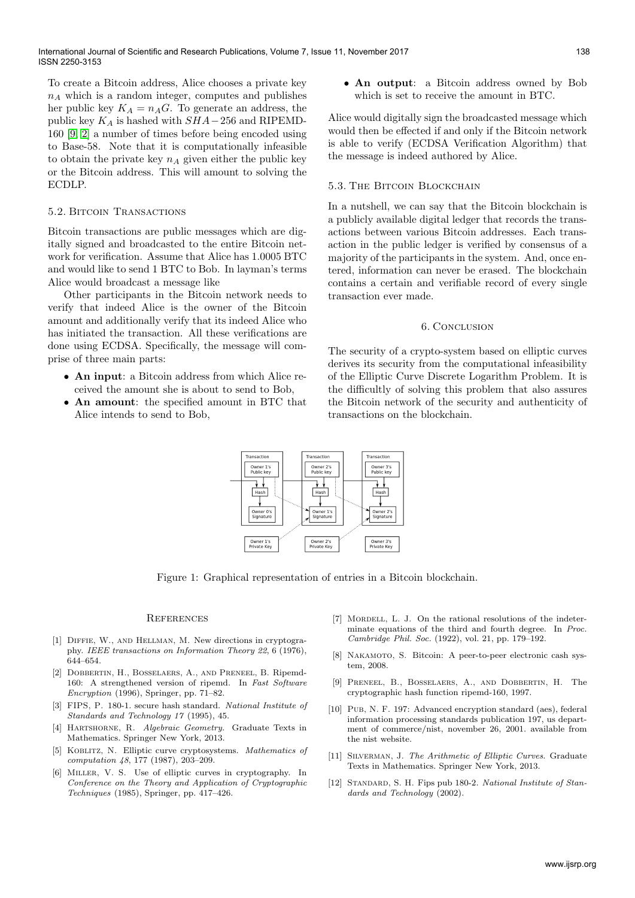To create a Bitcoin address, Alice chooses a private key $n_A$ which is a random integer, computes and publishes her public key $K_A = n_A G$. To generate an address, the public key $K_A$ is hashed with $SHA-256$ and RIPEMD-160 [9, 2] a number of times before being encoded using to Base-58. Note that it is computationally infeasible to obtain the private key $n_A$ given either the public key or the Bitcoin address. This will amount to solving the ECDLP.

### 5.2. Bitcoin Transactions

Bitcoin transactions are public messages which are digitally signed and broadcasted to the entire Bitcoin network for verification. Assume that Alice has 1.0005 BTC and would like to send 1 BTC to Bob. In layman's terms Alice would broadcast a message like

Other participants in the Bitcoin network needs to verify that indeed Alice is the owner of the Bitcoin amount and additionally verify that its indeed Alice who has initiated the transaction. All these verifications are done using ECDSA. Specifically, the message will comprise of three main parts:

- **An input**: a Bitcoin address from which Alice received the amount she is about to send to Bob,
- **An amount**: the specified amount in BTC that Alice intends to send to Bob,
- **An output**: a Bitcoin address owned by Bob which is set to receive the amount in BTC.

Alice would digitally sign the broadcasted message which would then be effected if and only if the Bitcoin network is able to verify (ECDSA Verification Algorithm) that the message is indeed authored by Alice.

### 5.3. The Bitcoin Blockchain

In a nutshell, we can say that the Bitcoin blockchain is a publicly available digital ledger that records the transactions between various Bitcoin addresses. Each transaction in the public ledger is verified by consensus of a majority of the participants in the system. And, once entered, information can never be erased. The blockchain contains a certain and verifiable record of every single transaction ever made.

## 6. Conclusion

The security of a crypto-system based on elliptic curves derives its security from the computational infeasibility of the Elliptic Curve Discrete Logarithm Problem. It is the difficultly of solving this problem that also assures the Bitcoin network of the security and authenticity of transactions on the blockchain.

Transaction
Owner 1's Public key
Hash
Owner 0's Signature
Owner 1's Private Key

Transaction
Owner 2's Public key
Hash
Owner 1's Signature
Owner 2's Private Key

Transaction
Owner 3's Public key
Hash
Owner 2's Signature
Owner 3's Private Key

Figure 1: Graphical representation of entries in a Bitcoin blockchain.

## References

[1] Diffie, W., and Hellman, M. New directions in cryptography. *IEEE transactions on Information Theory 22*, 6 (1976), 644–654.

[2] Dobbertin, H., Bosselaers, A., and Preneel, B. Ripemd-160: A strengthened version of ripemd. In *Fast Software Encryption* (1996), Springer, pp. 71–82.

[3] FIPS, P. 180-1. secure hash standard. *National Institute of Standards and Technology 17* (1995), 45.

[4] Hartshorne, R. *Algebraic Geometry*. Graduate Texts in Mathematics. Springer New York, 2013.

[5] Koblitz, N. Elliptic curve cryptosystems. *Mathematics of computation 48*, 177 (1987), 203–209.

[6] Miller, V. S. Use of elliptic curves in cryptography. In *Conference on the Theory and Application of Cryptographic Techniques* (1985), Springer, pp. 417–426.

[7] Mordell, L. J. On the rational resolutions of the indeterminate equations of the third and fourth degree. In *Proc. Cambridge Phil. Soc.* (1922), vol. 21, pp. 179–192.

[8] Nakamoto, S. Bitcoin: A peer-to-peer electronic cash system, 2008.

[9] Preneel, B., Bosselaers, A., and Dobbertin, H. The cryptographic hash function ripemd-160, 1997.

[10] Pub, N. F. 197: Advanced encryption standard (aes), federal information processing standards publication 197, us department of commerce/nist, november 26, 2001. available from the nist website.

[11] Silverman, J. *The Arithmetic of Elliptic Curves*. Graduate Texts in Mathematics. Springer New York, 2013.

[12] Standard, S. H. Fips pub 180-2. *National Institute of Standards and Technology* (2002).